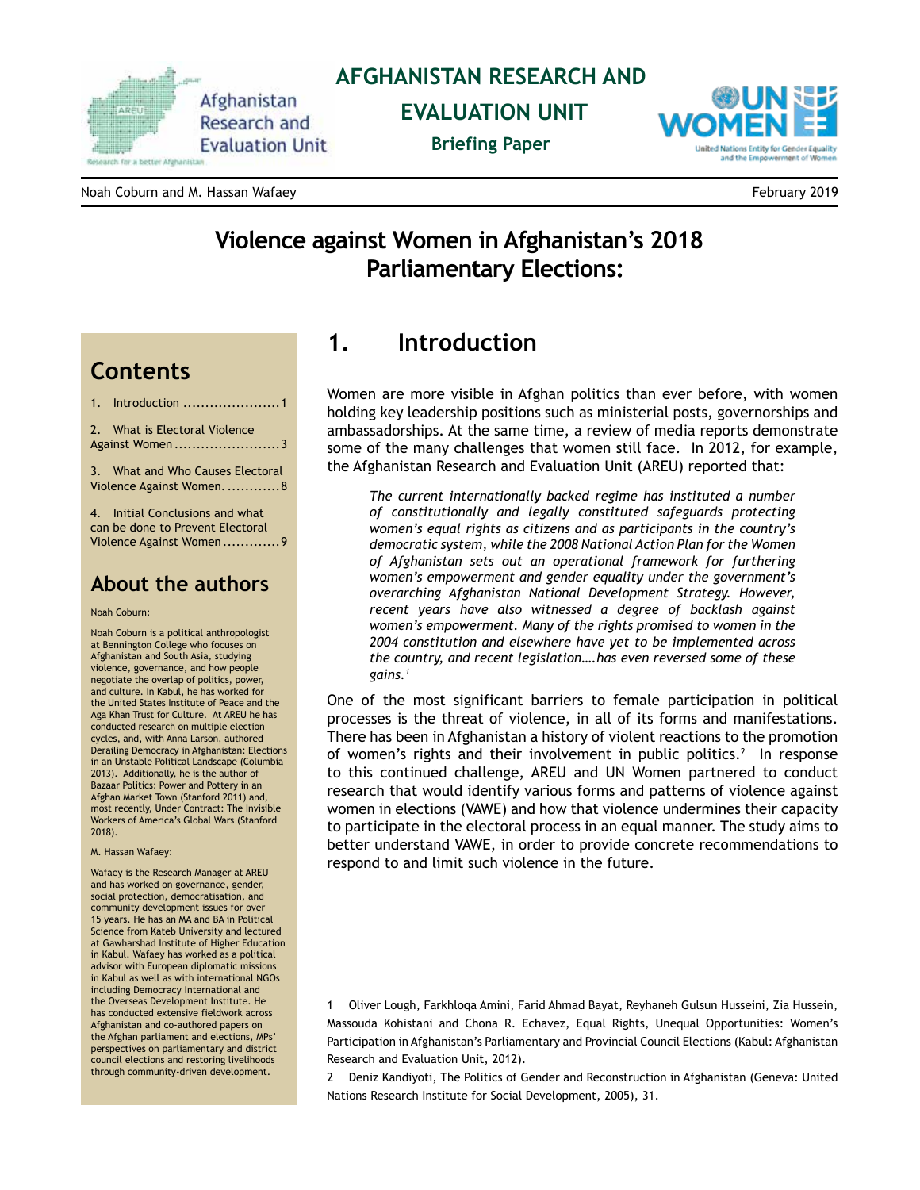# AFGHANISTAN RESEARCH AND EVALUATION UNIT

**Briefing Paper**

Noah Coburn and M. Hassan Wafaey

February 2019

# Violence against Women in Afghanistan's 2018 Parliamentary Elections:

## Contents

1. Introduction ......................1
2. What is Electoral Violence Against Women ........................3
3. What and Who Causes Electoral Violence Against Women. ............8
4. Initial Conclusions and what can be done to Prevent Electoral Violence Against Women .............9

## About the authors

Noah Coburn:

Noah Coburn is a political anthropologist at Bennington College who focuses on Afghanistan and South Asia, studying violence, governance, and how people negotiate the overlap of politics, power, and culture. In Kabul, he has worked for the United States Institute of Peace and the Aga Khan Trust for Culture. At AREU he has conducted research on multiple election cycles, and, with Anna Larson, authored Derailing Democracy in Afghanistan: Elections in an Unstable Political Landscape (Columbia 2013). Additionally, he is the author of Bazaar Politics: Power and Pottery in an Afghan Market Town (Stanford 2011) and, most recently, Under Contract: The Invisible Workers of America's Global Wars (Stanford 2018).

M. Hassan Wafaey:

Wafaey is the Research Manager at AREU and has worked on governance, gender, social protection, democratisation, and community development issues for over 15 years. He has an MA and BA in Political Science from Kateb University and lectured at Gawharshad Institute of Higher Education in Kabul. Wafaey has worked as a political advisor with European diplomatic missions in Kabul as well as with international NGOs including Democracy International and the Overseas Development Institute. He has conducted extensive fieldwork across Afghanistan and co-authored papers on the Afghan parliament and elections, MPs' perspectives on parliamentary and district council elections and restoring livelihoods through community-driven development.

## 1. Introduction

Women are more visible in Afghan politics than ever before, with women holding key leadership positions such as ministerial posts, governorships and ambassadorships. At the same time, a review of media reports demonstrate some of the many challenges that women still face. In 2012, for example, the Afghanistan Research and Evaluation Unit (AREU) reported that:

> *The current internationally backed regime has instituted a number of constitutionally and legally constituted safeguards protecting women's equal rights as citizens and as participants in the country's democratic system, while the 2008 National Action Plan for the Women of Afghanistan sets out an operational framework for furthering women's empowerment and gender equality under the government's overarching Afghanistan National Development Strategy. However, recent years have also witnessed a degree of backlash against women's empowerment. Many of the rights promised to women in the 2004 constitution and elsewhere have yet to be implemented across the country, and recent legislation….has even reversed some of these gains.*[1]

One of the most significant barriers to female participation in political processes is the threat of violence, in all of its forms and manifestations. There has been in Afghanistan a history of violent reactions to the promotion of women's rights and their involvement in public politics.[2] In response to this continued challenge, AREU and UN Women partnered to conduct research that would identify various forms and patterns of violence against women in elections (VAWE) and how that violence undermines their capacity to participate in the electoral process in an equal manner. The study aims to better understand VAWE, in order to provide concrete recommendations to respond to and limit such violence in the future.

1 Oliver Lough, Farkhloqa Amini, Farid Ahmad Bayat, Reyhaneh Gulsun Husseini, Zia Hussein, Massouda Kohistani and Chona R. Echavez, Equal Rights, Unequal Opportunities: Women's Participation in Afghanistan's Parliamentary and Provincial Council Elections (Kabul: Afghanistan Research and Evaluation Unit, 2012).

2 Deniz Kandiyoti, The Politics of Gender and Reconstruction in Afghanistan (Geneva: United Nations Research Institute for Social Development, 2005), 31.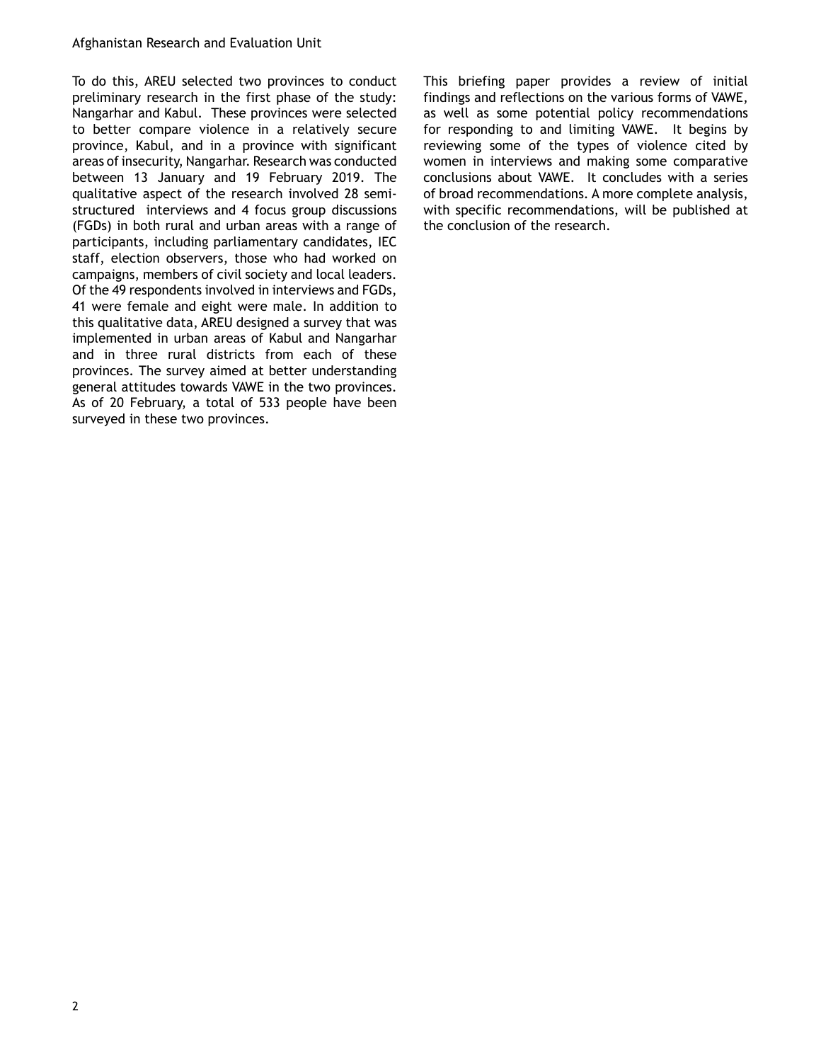To do this, AREU selected two provinces to conduct preliminary research in the first phase of the study: Nangarhar and Kabul. These provinces were selected to better compare violence in a relatively secure province, Kabul, and in a province with significant areas of insecurity, Nangarhar. Research was conducted between 13 January and 19 February 2019. The qualitative aspect of the research involved 28 semi-structured interviews and 4 focus group discussions (FGDs) in both rural and urban areas with a range of participants, including parliamentary candidates, IEC staff, election observers, those who had worked on campaigns, members of civil society and local leaders. Of the 49 respondents involved in interviews and FGDs, 41 were female and eight were male. In addition to this qualitative data, AREU designed a survey that was implemented in urban areas of Kabul and Nangarhar and in three rural districts from each of these provinces. The survey aimed at better understanding general attitudes towards VAWE in the two provinces. As of 20 February, a total of 533 people have been surveyed in these two provinces.

This briefing paper provides a review of initial findings and reflections on the various forms of VAWE, as well as some potential policy recommendations for responding to and limiting VAWE. It begins by reviewing some of the types of violence cited by women in interviews and making some comparative conclusions about VAWE. It concludes with a series of broad recommendations. A more complete analysis, with specific recommendations, will be published at the conclusion of the research.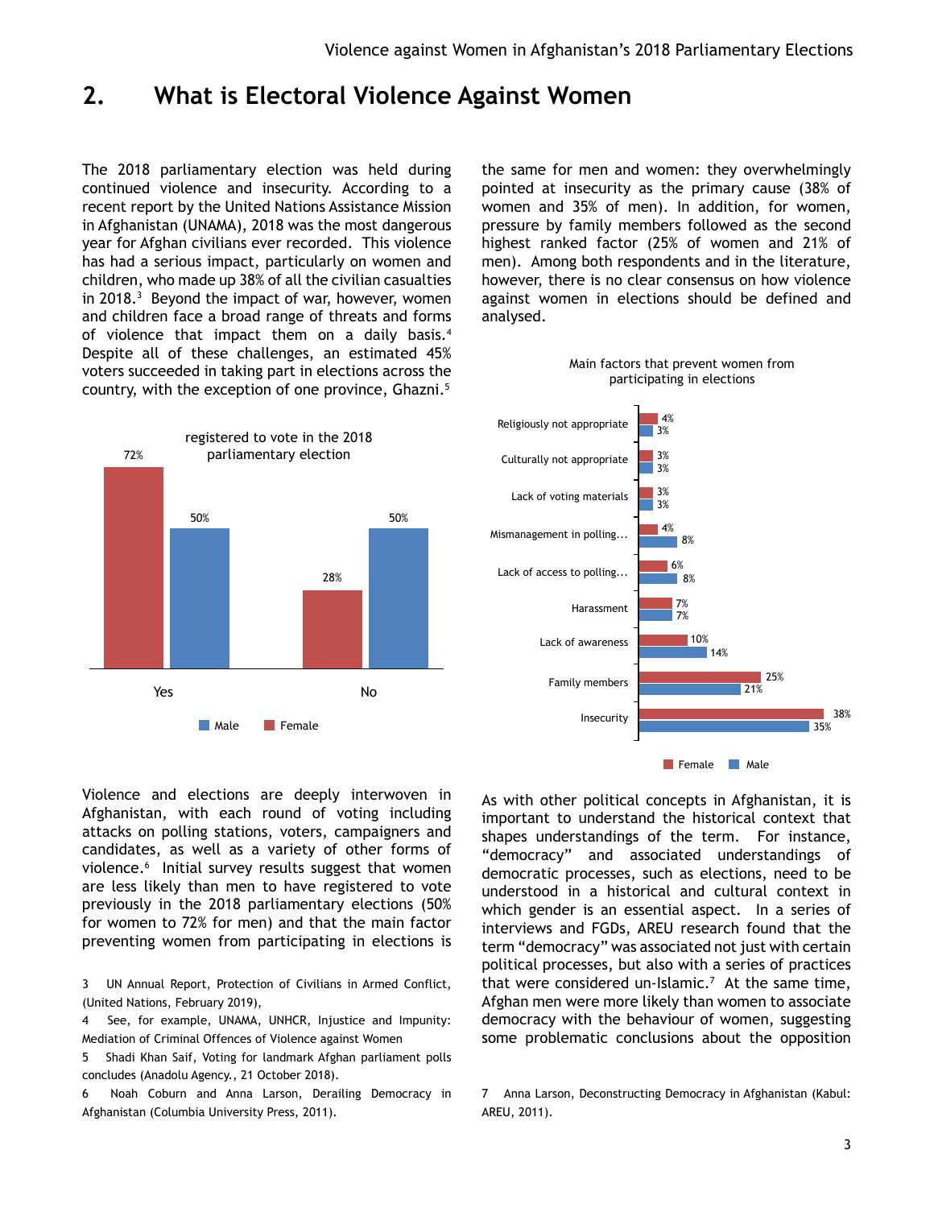## 2. What is Electoral Violence Against Women

The 2018 parliamentary election was held during continued violence and insecurity. According to a recent report by the United Nations Assistance Mission in Afghanistan (UNAMA), 2018 was the most dangerous year for Afghan civilians ever recorded. This violence has had a serious impact, particularly on women and children, who made up 38% of all the civilian casualties in 2018.[3] Beyond the impact of war, however, women and children face a broad range of threats and forms of violence that impact them on a daily basis.[4] Despite all of these challenges, an estimated 45% voters succeeded in taking part in elections across the country, with the exception of one province, Ghazni.[5]

registered to vote in the 2018 parliamentary election

| | Female | Male |
|---|---|---|
| Yes | 72% | 50% |
| No | 28% | 50% |

Violence and elections are deeply interwoven in Afghanistan, with each round of voting including attacks on polling stations, voters, campaigners and candidates, as well as a variety of other forms of violence.[6] Initial survey results suggest that women are less likely than men to have registered to vote previously in the 2018 parliamentary elections (50% for women to 72% for men) and that the main factor preventing women from participating in elections is the same for men and women: they overwhelmingly pointed at insecurity as the primary cause (38% of women and 35% of men). In addition, for women, pressure by family members followed as the second highest ranked factor (25% of women and 21% of men). Among both respondents and in the literature, however, there is no clear consensus on how violence against women in elections should be defined and analysed.

Main factors that prevent women from participating in elections

| Factor | Female | Male |
|---|---|---|
| Religiously not appropriate | 4% | 3% |
| Culturally not appropriate | 3% | 3% |
| Lack of voting materials | 3% | 3% |
| Mismanagement in polling... | 4% | 8% |
| Lack of access to polling... | 6% | 8% |
| Harassment | 7% | 7% |
| Lack of awareness | 10% | 14% |
| Family members | 25% | 21% |
| Insecurity | 38% | 35% |

As with other political concepts in Afghanistan, it is important to understand the historical context that shapes understandings of the term. For instance, "democracy" and associated understandings of democratic processes, such as elections, need to be understood in a historical and cultural context in which gender is an essential aspect. In a series of interviews and FGDs, AREU research found that the term "democracy" was associated not just with certain political processes, but also with a series of practices that were considered un-Islamic.[7] At the same time, Afghan men were more likely than women to associate democracy with the behaviour of women, suggesting some problematic conclusions about the opposition

3 UN Annual Report, Protection of Civilians in Armed Conflict, (United Nations, February 2019),

4 See, for example, UNAMA, UNHCR, Injustice and Impunity: Mediation of Criminal Offences of Violence against Women

5 Shadi Khan Saif, Voting for landmark Afghan parliament polls concludes (Anadolu Agency., 21 October 2018).

6 Noah Coburn and Anna Larson, Derailing Democracy in Afghanistan (Columbia University Press, 2011).

7 Anna Larson, Deconstructing Democracy in Afghanistan (Kabul: AREU, 2011).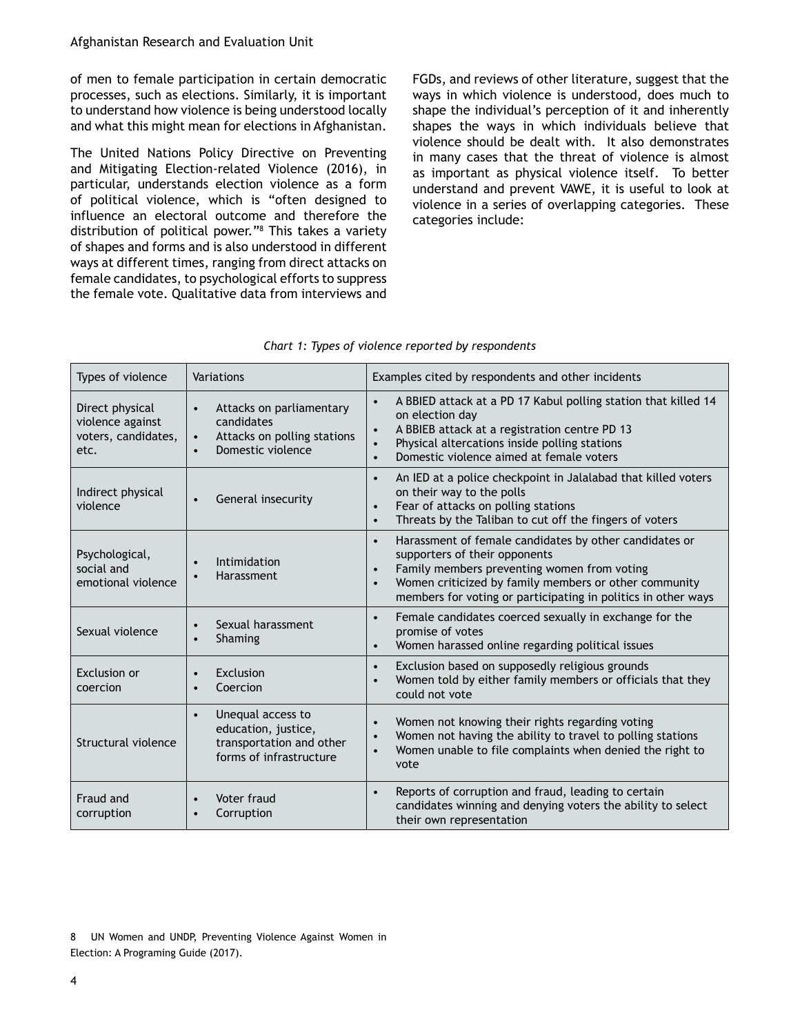of men to female participation in certain democratic processes, such as elections. Similarly, it is important to understand how violence is being understood locally and what this might mean for elections in Afghanistan.

The United Nations Policy Directive on Preventing and Mitigating Election-related Violence (2016), in particular, understands election violence as a form of political violence, which is "often designed to influence an electoral outcome and therefore the distribution of political power."[8] This takes a variety of shapes and forms and is also understood in different ways at different times, ranging from direct attacks on female candidates, to psychological efforts to suppress the female vote. Qualitative data from interviews and FGDs, and reviews of other literature, suggest that the ways in which violence is understood, does much to shape the individual's perception of it and inherently shapes the ways in which individuals believe that violence should be dealt with. It also demonstrates in many cases that the threat of violence is almost as important as physical violence itself. To better understand and prevent VAWE, it is useful to look at violence in a series of overlapping categories. These categories include:

*Chart 1: Types of violence reported by respondents*

| Types of violence | Variations | Examples cited by respondents and other incidents |
|---|---|---|
| Direct physical violence against voters, candidates, etc. | • Attacks on parliamentary candidates<br>• Attacks on polling stations<br>• Domestic violence | • A BBIED attack at a PD 17 Kabul polling station that killed 14 on election day<br>• A BBIEB attack at a registration centre PD 13<br>• Physical altercations inside polling stations<br>• Domestic violence aimed at female voters |
| Indirect physical violence | • General insecurity | • An IED at a police checkpoint in Jalalabad that killed voters on their way to the polls<br>• Fear of attacks on polling stations<br>• Threats by the Taliban to cut off the fingers of voters |
| Psychological, social and emotional violence | • Intimidation<br>• Harassment | • Harassment of female candidates by other candidates or supporters of their opponents<br>• Family members preventing women from voting<br>• Women criticized by family members or other community members for voting or participating in politics in other ways |
| Sexual violence | • Sexual harassment<br>• Shaming | • Female candidates coerced sexually in exchange for the promise of votes<br>• Women harassed online regarding political issues |
| Exclusion or coercion | • Exclusion<br>• Coercion | • Exclusion based on supposedly religious grounds<br>• Women told by either family members or officials that they could not vote |
| Structural violence | • Unequal access to education, justice, transportation and other forms of infrastructure | • Women not knowing their rights regarding voting<br>• Women not having the ability to travel to polling stations<br>• Women unable to file complaints when denied the right to vote |
| Fraud and corruption | • Voter fraud<br>• Corruption | • Reports of corruption and fraud, leading to certain candidates winning and denying voters the ability to select their own representation |

8 UN Women and UNDP, Preventing Violence Against Women in Election: A Programing Guide (2017).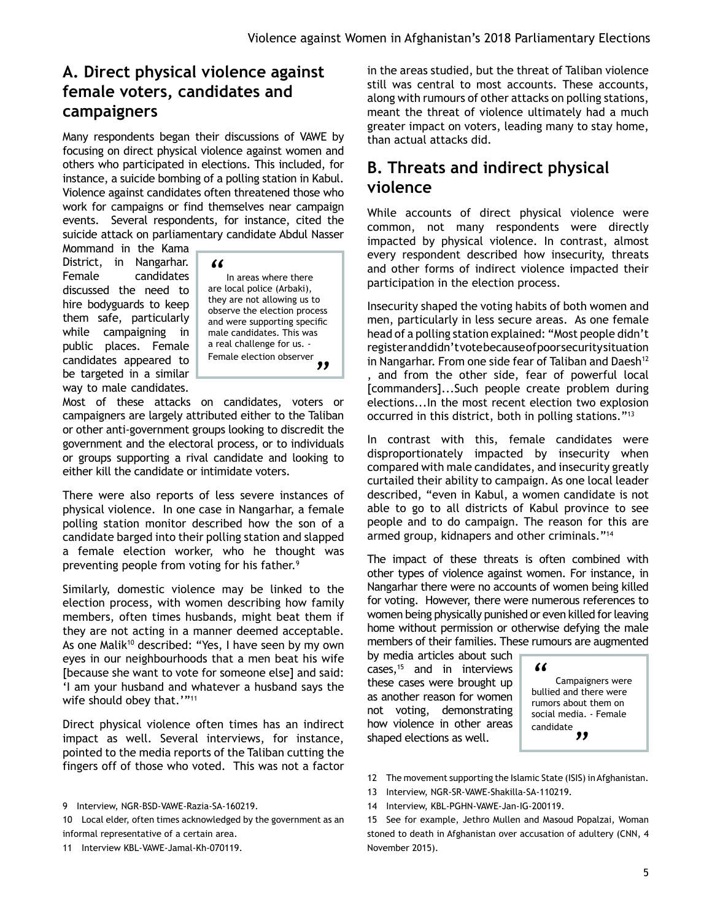## A. Direct physical violence against female voters, candidates and campaigners

Many respondents began their discussions of VAWE by focusing on direct physical violence against women and others who participated in elections. This included, for instance, a suicide bombing of a polling station in Kabul. Violence against candidates often threatened those who work for campaigns or find themselves near campaign events. Several respondents, for instance, cited the suicide attack on parliamentary candidate Abdul Nasser Mommand in the Kama District, in Nangarhar. Female candidates discussed the need to hire bodyguards to keep them safe, particularly while campaigning in public places. Female candidates appeared to be targeted in a similar way to male candidates.

> "In areas where there are local police (Arbaki), they are not allowing us to observe the election process and were supporting specific male candidates. This was a real challenge for us. - Female election observer"

Most of these attacks on candidates, voters or campaigners are largely attributed either to the Taliban or other anti-government groups looking to discredit the government and the electoral process, or to individuals or groups supporting a rival candidate and looking to either kill the candidate or intimidate voters.

There were also reports of less severe instances of physical violence. In one case in Nangarhar, a female polling station monitor described how the son of a candidate barged into their polling station and slapped a female election worker, who he thought was preventing people from voting for his father.[9]

Similarly, domestic violence may be linked to the election process, with women describing how family members, often times husbands, might beat them if they are not acting in a manner deemed acceptable. As one Malik[10] described: "Yes, I have seen by my own eyes in our neighbourhoods that a men beat his wife [because she want to vote for someone else] and said: 'I am your husband and whatever a husband says the wife should obey that.'"[11]

Direct physical violence often times has an indirect impact as well. Several interviews, for instance, pointed to the media reports of the Taliban cutting the fingers off of those who voted. This was not a factor in the areas studied, but the threat of Taliban violence still was central to most accounts. These accounts, along with rumours of other attacks on polling stations, meant the threat of violence ultimately had a much greater impact on voters, leading many to stay home, than actual attacks did.

## B. Threats and indirect physical violence

While accounts of direct physical violence were common, not many respondents were directly impacted by physical violence. In contrast, almost every respondent described how insecurity, threats and other forms of indirect violence impacted their participation in the election process.

Insecurity shaped the voting habits of both women and men, particularly in less secure areas. As one female head of a polling station explained: "Most people didn't register and didn't vote because of poor security situation in Nangarhar. From one side fear of Taliban and Daesh[12], and from the other side, fear of powerful local [commanders]...Such people create problem during elections...In the most recent election two explosion occurred in this district, both in polling stations."[13]

In contrast with this, female candidates were disproportionately impacted by insecurity when compared with male candidates, and insecurity greatly curtailed their ability to campaign. As one local leader described, "even in Kabul, a women candidate is not able to go to all districts of Kabul province to see people and to do campaign. The reason for this are armed group, kidnapers and other criminals."[14]

The impact of these threats is often combined with other types of violence against women. For instance, in Nangarhar there were no accounts of women being killed for voting. However, there were numerous references to women being physically punished or even killed for leaving home without permission or otherwise defying the male members of their families. These rumours are augmented by media articles about such cases,[15] and in interviews these cases were brought up as another reason for women not voting, demonstrating how violence in other areas shaped elections as well.

> "Campaigners were bullied and there were rumors about them on social media. - Female candidate"

---

9 Interview, NGR-BSD-VAWE-Razia-SA-160219.

10 Local elder, often times acknowledged by the government as an informal representative of a certain area.

11 Interview KBL-VAWE-Jamal-Kh-070119.

12 The movement supporting the Islamic State (ISIS) in Afghanistan.

13 Interview, NGR-SR-VAWE-Shakilla-SA-110219.

14 Interview, KBL-PGHN-VAWE-Jan-IG-200119.

15 See for example, Jethro Mullen and Masoud Popalzai, Woman stoned to death in Afghanistan over accusation of adultery (CNN, 4 November 2015).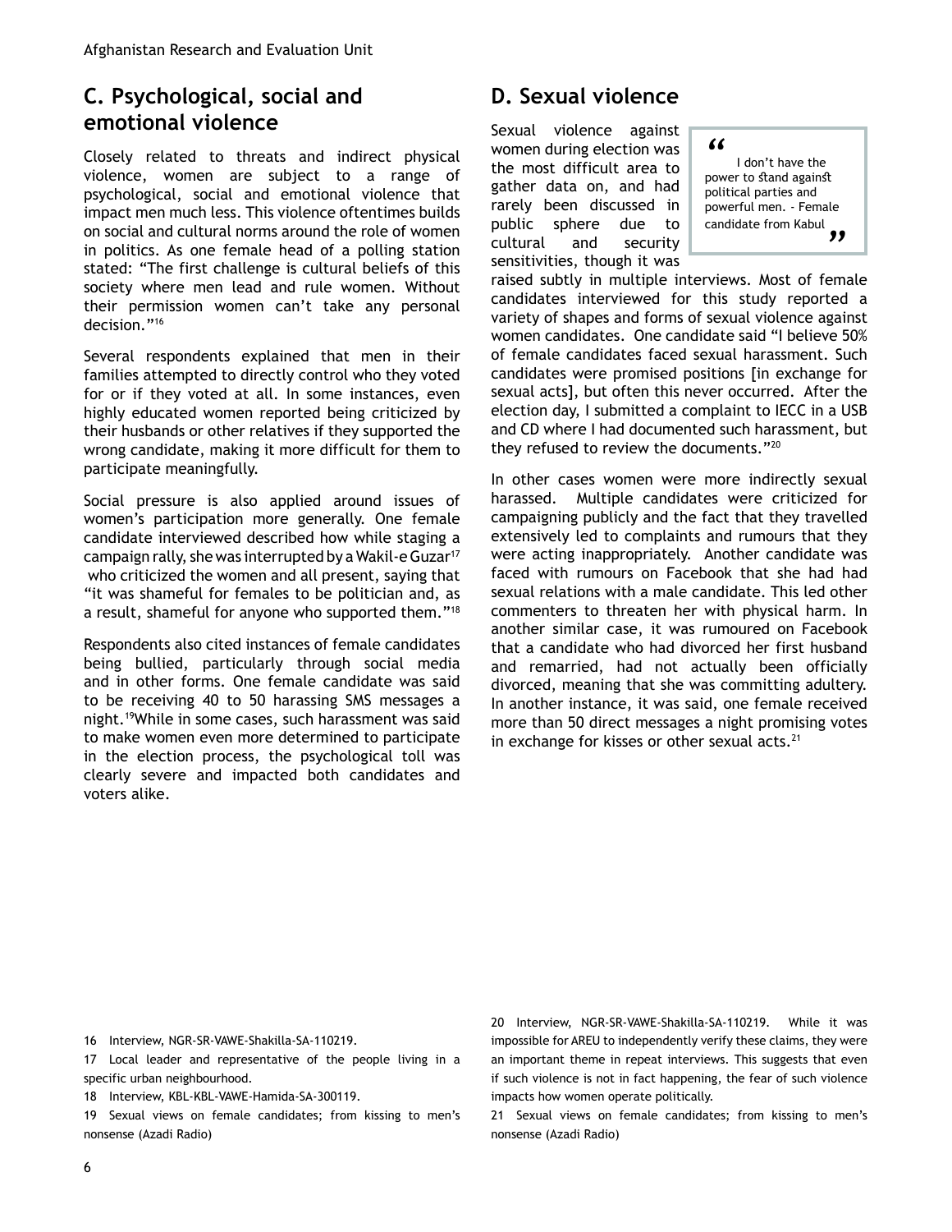## C. Psychological, social and emotional violence

Closely related to threats and indirect physical violence, women are subject to a range of psychological, social and emotional violence that impact men much less. This violence oftentimes builds on social and cultural norms around the role of women in politics. As one female head of a polling station stated: "The first challenge is cultural beliefs of this society where men lead and rule women. Without their permission women can't take any personal decision."[16]

Several respondents explained that men in their families attempted to directly control who they voted for or if they voted at all. In some instances, even highly educated women reported being criticized by their husbands or other relatives if they supported the wrong candidate, making it more difficult for them to participate meaningfully.

Social pressure is also applied around issues of women's participation more generally. One female candidate interviewed described how while staging a campaign rally, she was interrupted by a Wakil-e Guzar[17] who criticized the women and all present, saying that "it was shameful for females to be politician and, as a result, shameful for anyone who supported them."[18]

Respondents also cited instances of female candidates being bullied, particularly through social media and in other forms. One female candidate was said to be receiving 40 to 50 harassing SMS messages a night.[19] While in some cases, such harassment was said to make women even more determined to participate in the election process, the psychological toll was clearly severe and impacted both candidates and voters alike.

## D. Sexual violence

> "I don't have the power to stand against political parties and powerful men. - Female candidate from Kabul"

Sexual violence against women during election was the most difficult area to gather data on, and had rarely been discussed in public sphere due to cultural and security sensitivities, though it was raised subtly in multiple interviews. Most of female candidates interviewed for this study reported a variety of shapes and forms of sexual violence against women candidates. One candidate said "I believe 50% of female candidates faced sexual harassment. Such candidates were promised positions [in exchange for sexual acts], but often this never occurred. After the election day, I submitted a complaint to IECC in a USB and CD where I had documented such harassment, but they refused to review the documents."[20]

In other cases women were more indirectly sexual harassed. Multiple candidates were criticized for campaigning publicly and the fact that they travelled extensively led to complaints and rumours that they were acting inappropriately. Another candidate was faced with rumours on Facebook that she had had sexual relations with a male candidate. This led other commenters to threaten her with physical harm. In another similar case, it was rumoured on Facebook that a candidate who had divorced her first husband and remarried, had not actually been officially divorced, meaning that she was committing adultery. In another instance, it was said, one female received more than 50 direct messages a night promising votes in exchange for kisses or other sexual acts.[21]

---

16 Interview, NGR-SR-VAWE-Shakilla-SA-110219.

17 Local leader and representative of the people living in a specific urban neighbourhood.

18 Interview, KBL-KBL-VAWE-Hamida-SA-300119.

19 Sexual views on female candidates; from kissing to men's nonsense (Azadi Radio)

20 Interview, NGR-SR-VAWE-Shakilla-SA-110219. While it was impossible for AREU to independently verify these claims, they were an important theme in repeat interviews. This suggests that even if such violence is not in fact happening, the fear of such violence impacts how women operate politically.

21 Sexual views on female candidates; from kissing to men's nonsense (Azadi Radio)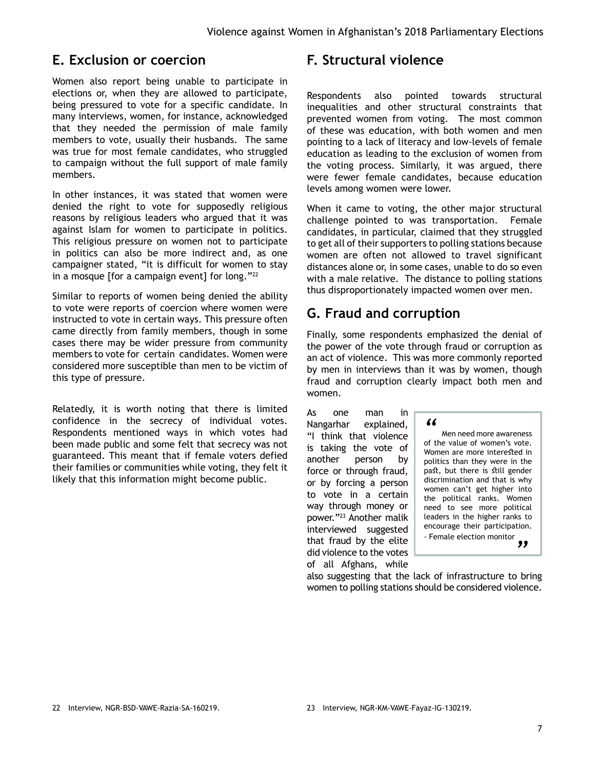## E. Exclusion or coercion

Women also report being unable to participate in elections or, when they are allowed to participate, being pressured to vote for a specific candidate. In many interviews, women, for instance, acknowledged that they needed the permission of male family members to vote, usually their husbands. The same was true for most female candidates, who struggled to campaign without the full support of male family members.

In other instances, it was stated that women were denied the right to vote for supposedly religious reasons by religious leaders who argued that it was against Islam for women to participate in politics. This religious pressure on women not to participate in politics can also be more indirect and, as one campaigner stated, "it is difficult for women to stay in a mosque [for a campaign event] for long."[22]

Similar to reports of women being denied the ability to vote were reports of coercion where women were instructed to vote in certain ways. This pressure often came directly from family members, though in some cases there may be wider pressure from community members to vote for certain candidates. Women were considered more susceptible than men to be victim of this type of pressure.

Relatedly, it is worth noting that there is limited confidence in the secrecy of individual votes. Respondents mentioned ways in which votes had been made public and some felt that secrecy was not guaranteed. This meant that if female voters defied their families or communities while voting, they felt it likely that this information might become public.

## F. Structural violence

Respondents also pointed towards structural inequalities and other structural constraints that prevented women from voting. The most common of these was education, with both women and men pointing to a lack of literacy and low-levels of female education as leading to the exclusion of women from the voting process. Similarly, it was argued, there were fewer female candidates, because education levels among women were lower.

When it came to voting, the other major structural challenge pointed to was transportation. Female candidates, in particular, claimed that they struggled to get all of their supporters to polling stations because women are often not allowed to travel significant distances alone or, in some cases, unable to do so even with a male relative. The distance to polling stations thus disproportionately impacted women over men.

## G. Fraud and corruption

Finally, some respondents emphasized the denial of the power of the vote through fraud or corruption as an act of violence. This was more commonly reported by men in interviews than it was by women, though fraud and corruption clearly impact both men and women.

As one man in Nangarhar explained, "I think that violence is taking the vote of another person by force or through fraud, or by forcing a person to vote in a certain way through money or power."[23] Another malik interviewed suggested that fraud by the elite did violence to the votes of all Afghans, while also suggesting that the lack of infrastructure to bring women to polling stations should be considered violence.

> "Men need more awareness of the value of women's vote. Women are more interested in politics than they were in the past, but there is still gender discrimination and that is why women can't get higher into the political ranks. Women need to see more political leaders in the higher ranks to encourage their participation.
> - Female election monitor"

22 Interview, NGR-BSD-VAWE-Razia-SA-160219.

23 Interview, NGR-KM-VAWE-Fayaz-IG-130219.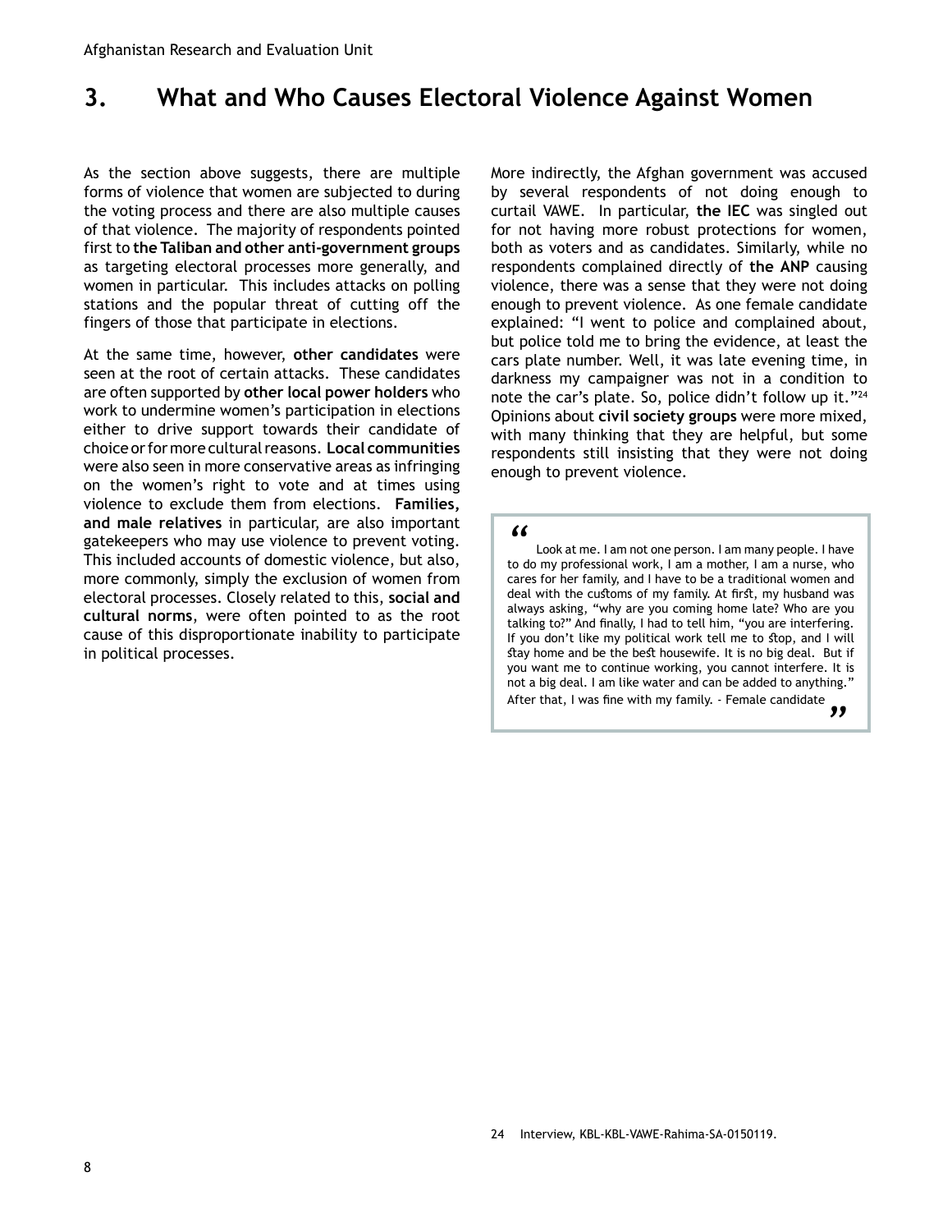# 3. What and Who Causes Electoral Violence Against Women

As the section above suggests, there are multiple forms of violence that women are subjected to during the voting process and there are also multiple causes of that violence. The majority of respondents pointed first to **the Taliban and other anti-government groups** as targeting electoral processes more generally, and women in particular. This includes attacks on polling stations and the popular threat of cutting off the fingers of those that participate in elections.

At the same time, however, **other candidates** were seen at the root of certain attacks. These candidates are often supported by **other local power holders** who work to undermine women's participation in elections either to drive support towards their candidate of choice or for more cultural reasons. **Local communities** were also seen in more conservative areas as infringing on the women's right to vote and at times using violence to exclude them from elections. **Families, and male relatives** in particular, are also important gatekeepers who may use violence to prevent voting. This included accounts of domestic violence, but also, more commonly, simply the exclusion of women from electoral processes. Closely related to this, **social and cultural norms**, were often pointed to as the root cause of this disproportionate inability to participate in political processes.

More indirectly, the Afghan government was accused by several respondents of not doing enough to curtail VAWE. In particular, **the IEC** was singled out for not having more robust protections for women, both as voters and as candidates. Similarly, while no respondents complained directly of **the ANP** causing violence, there was a sense that they were not doing enough to prevent violence. As one female candidate explained: "I went to police and complained about, but police told me to bring the evidence, at least the cars plate number. Well, it was late evening time, in darkness my campaigner was not in a condition to note the car's plate. So, police didn't follow up it."[24] Opinions about **civil society groups** were more mixed, with many thinking that they are helpful, but some respondents still insisting that they were not doing enough to prevent violence.

> "Look at me. I am not one person. I am many people. I have to do my professional work, I am a mother, I am a nurse, who cares for her family, and I have to be a traditional women and deal with the customs of my family. At first, my husband was always asking, "why are you coming home late? Who are you talking to?" And finally, I had to tell him, "you are interfering. If you don't like my political work tell me to stop, and I will stay home and be the best housewife. It is no big deal. But if you want me to continue working, you cannot interfere. It is not a big deal. I am like water and can be added to anything." After that, I was fine with my family. - Female candidate"

24 Interview, KBL-KBL-VAWE-Rahima-SA-0150119.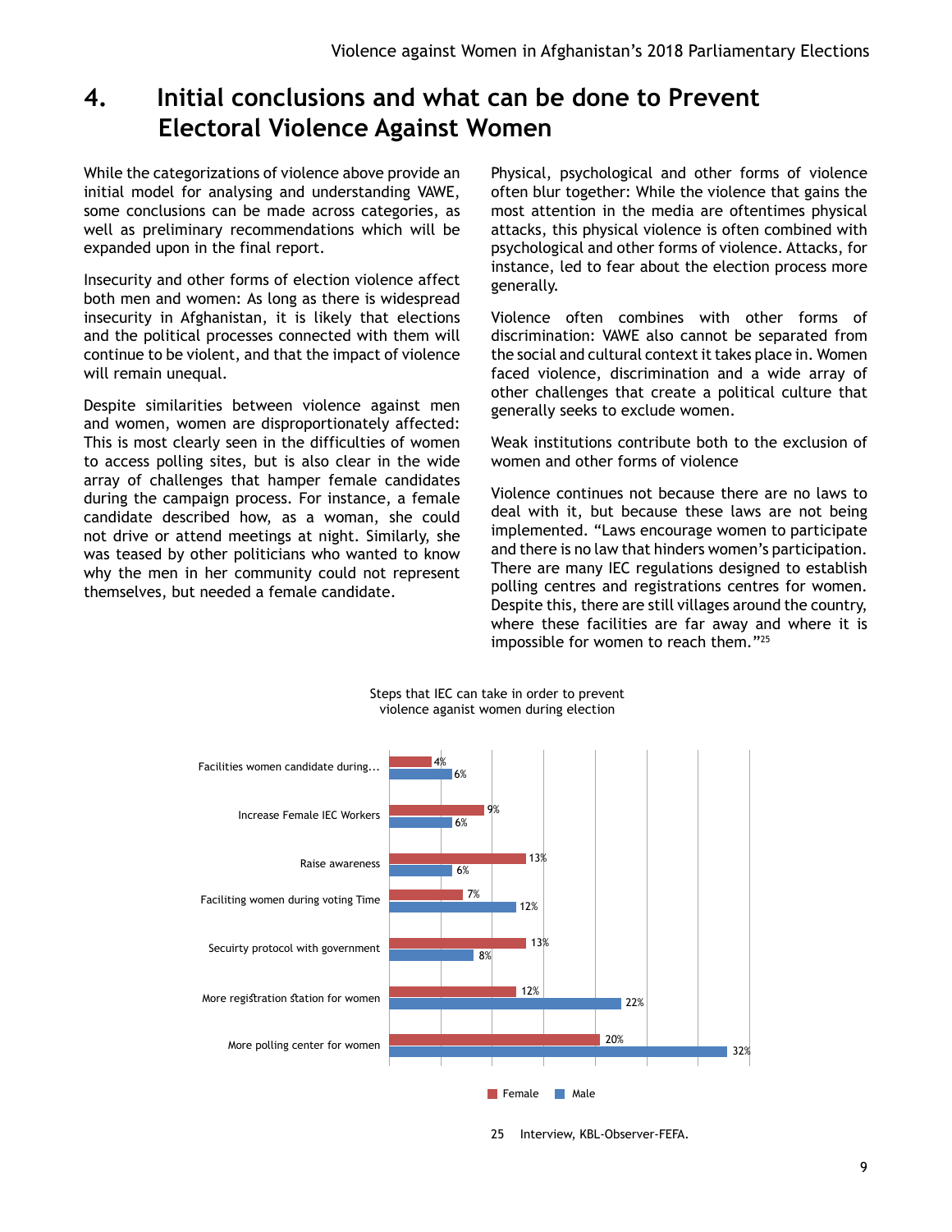# 4. Initial conclusions and what can be done to Prevent Electoral Violence Against Women

While the categorizations of violence above provide an initial model for analysing and understanding VAWE, some conclusions can be made across categories, as well as preliminary recommendations which will be expanded upon in the final report.

Insecurity and other forms of election violence affect both men and women: As long as there is widespread insecurity in Afghanistan, it is likely that elections and the political processes connected with them will continue to be violent, and that the impact of violence will remain unequal.

Despite similarities between violence against men and women, women are disproportionately affected: This is most clearly seen in the difficulties of women to access polling sites, but is also clear in the wide array of challenges that hamper female candidates during the campaign process. For instance, a female candidate described how, as a woman, she could not drive or attend meetings at night. Similarly, she was teased by other politicians who wanted to know why the men in her community could not represent themselves, but needed a female candidate.

Physical, psychological and other forms of violence often blur together: While the violence that gains the most attention in the media are oftentimes physical attacks, this physical violence is often combined with psychological and other forms of violence. Attacks, for instance, led to fear about the election process more generally.

Violence often combines with other forms of discrimination: VAWE also cannot be separated from the social and cultural context it takes place in. Women faced violence, discrimination and a wide array of other challenges that create a political culture that generally seeks to exclude women.

Weak institutions contribute both to the exclusion of women and other forms of violence

Violence continues not because there are no laws to deal with it, but because these laws are not being implemented. "Laws encourage women to participate and there is no law that hinders women's participation. There are many IEC regulations designed to establish polling centres and registrations centres for women. Despite this, there are still villages around the country, where these facilities are far away and where it is impossible for women to reach them."[25]

Steps that IEC can take in order to prevent violence aganist women during election

| Step | Female | Male |
|---|---|---|
| Facilities women candidate during... | 4% | 6% |
| Increase Female IEC Workers | 9% | 6% |
| Raise awareness | 13% | 6% |
| Faciliting women during voting Time | 7% | 12% |
| Secuirty protocol with government | 13% | 8% |
| More registration station for women | 12% | 22% |
| More polling center for women | 20% | 32% |

25 Interview, KBL-Observer-FEFA.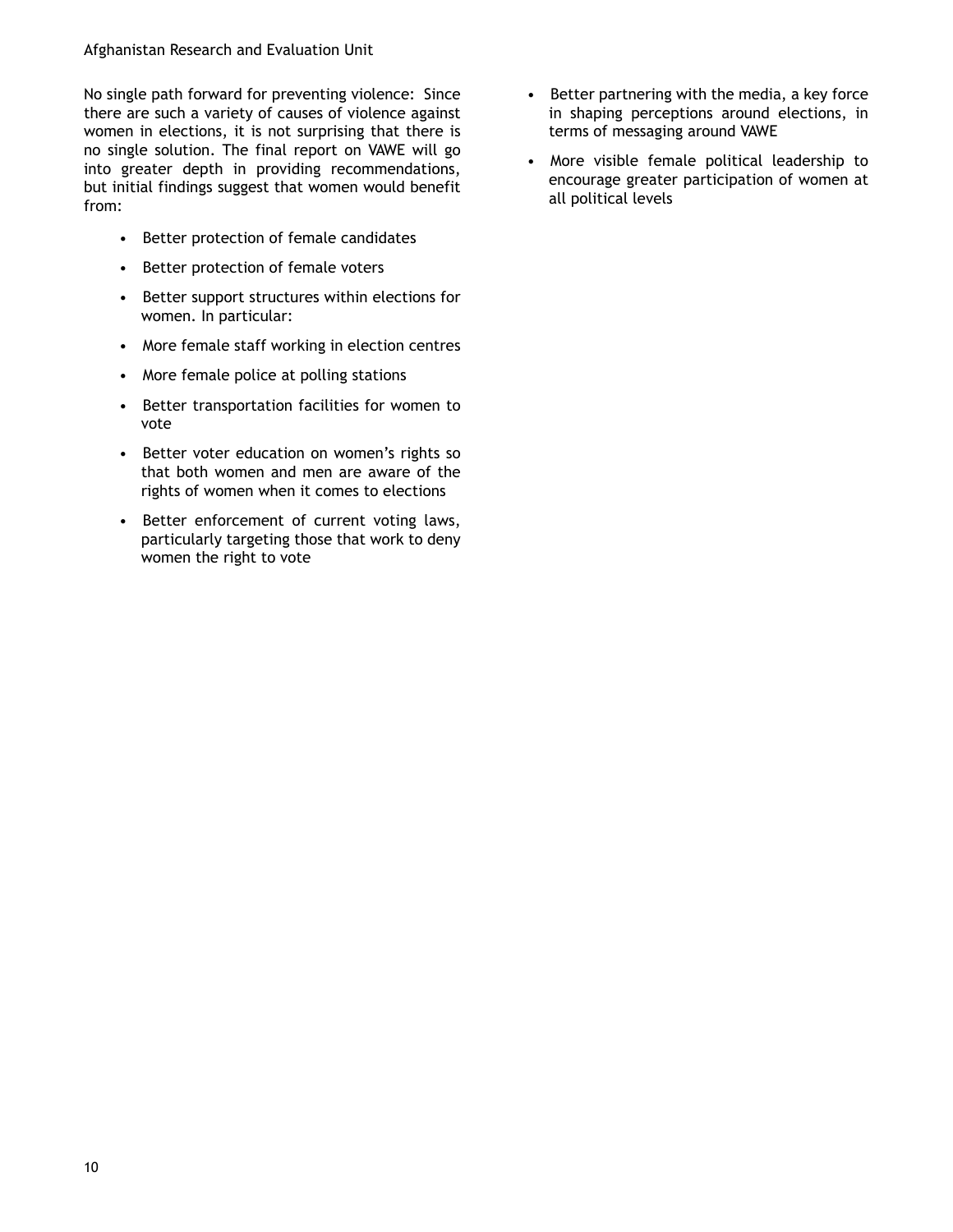No single path forward for preventing violence: Since there are such a variety of causes of violence against women in elections, it is not surprising that there is no single solution. The final report on VAWE will go into greater depth in providing recommendations, but initial findings suggest that women would benefit from:

- Better protection of female candidates
- Better protection of female voters
- Better support structures within elections for women. In particular:
- More female staff working in election centres
- More female police at polling stations
- Better transportation facilities for women to vote
- Better voter education on women's rights so that both women and men are aware of the rights of women when it comes to elections
- Better enforcement of current voting laws, particularly targeting those that work to deny women the right to vote
- Better partnering with the media, a key force in shaping perceptions around elections, in terms of messaging around VAWE
- More visible female political leadership to encourage greater participation of women at all political levels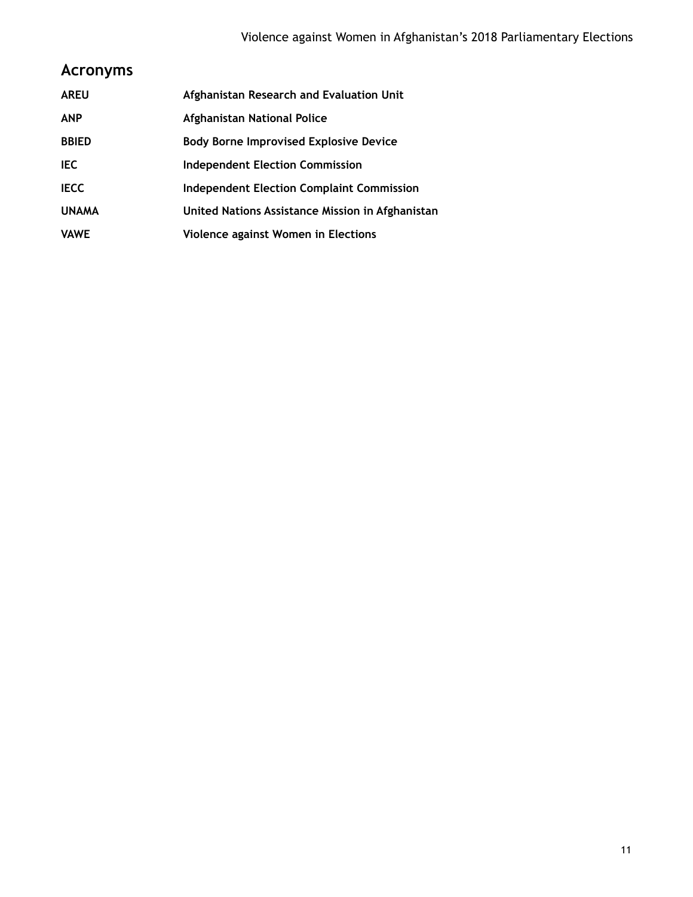## Acronyms

| | |
|---|---|
| **AREU** | **Afghanistan Research and Evaluation Unit** |
| **ANP** | **Afghanistan National Police** |
| **BBIED** | **Body Borne Improvised Explosive Device** |
| **IEC** | **Independent Election Commission** |
| **IECC** | **Independent Election Complaint Commission** |
| **UNAMA** | **United Nations Assistance Mission in Afghanistan** |
| **VAWE** | **Violence against Women in Elections** |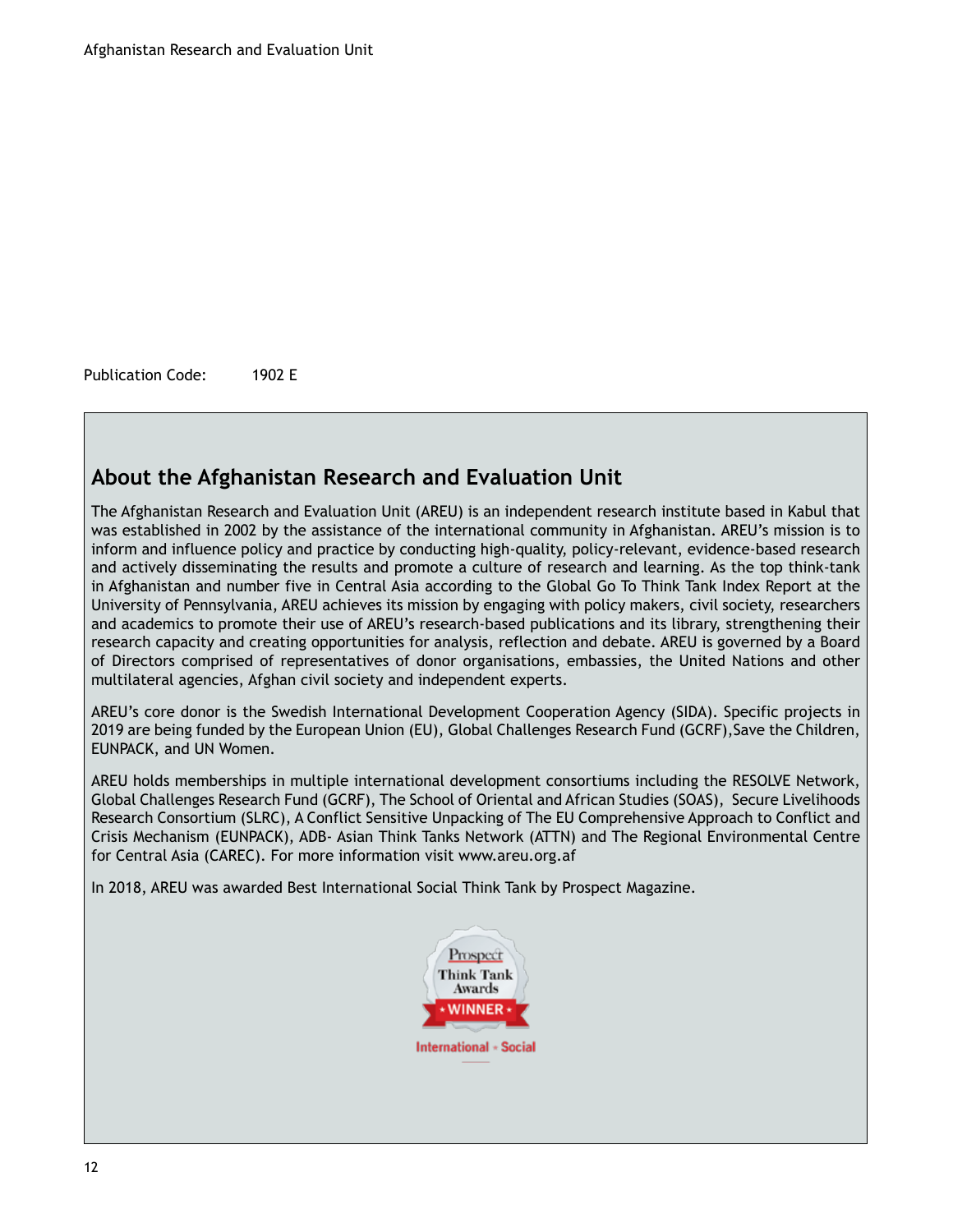Publication Code: 1902 E

## About the Afghanistan Research and Evaluation Unit

The Afghanistan Research and Evaluation Unit (AREU) is an independent research institute based in Kabul that was established in 2002 by the assistance of the international community in Afghanistan. AREU's mission is to inform and influence policy and practice by conducting high-quality, policy-relevant, evidence-based research and actively disseminating the results and promote a culture of research and learning. As the top think-tank in Afghanistan and number five in Central Asia according to the Global Go To Think Tank Index Report at the University of Pennsylvania, AREU achieves its mission by engaging with policy makers, civil society, researchers and academics to promote their use of AREU's research-based publications and its library, strengthening their research capacity and creating opportunities for analysis, reflection and debate. AREU is governed by a Board of Directors comprised of representatives of donor organisations, embassies, the United Nations and other multilateral agencies, Afghan civil society and independent experts.

AREU's core donor is the Swedish International Development Cooperation Agency (SIDA). Specific projects in 2019 are being funded by the European Union (EU), Global Challenges Research Fund (GCRF),Save the Children, EUNPACK, and UN Women.

AREU holds memberships in multiple international development consortiums including the RESOLVE Network, Global Challenges Research Fund (GCRF), The School of Oriental and African Studies (SOAS), Secure Livelihoods Research Consortium (SLRC), A Conflict Sensitive Unpacking of The EU Comprehensive Approach to Conflict and Crisis Mechanism (EUNPACK), ADB- Asian Think Tanks Network (ATTN) and The Regional Environmental Centre for Central Asia (CAREC). For more information visit www.areu.org.af

In 2018, AREU was awarded Best International Social Think Tank by Prospect Magazine.

Prospect
Think Tank Awards
WINNER
International - Social